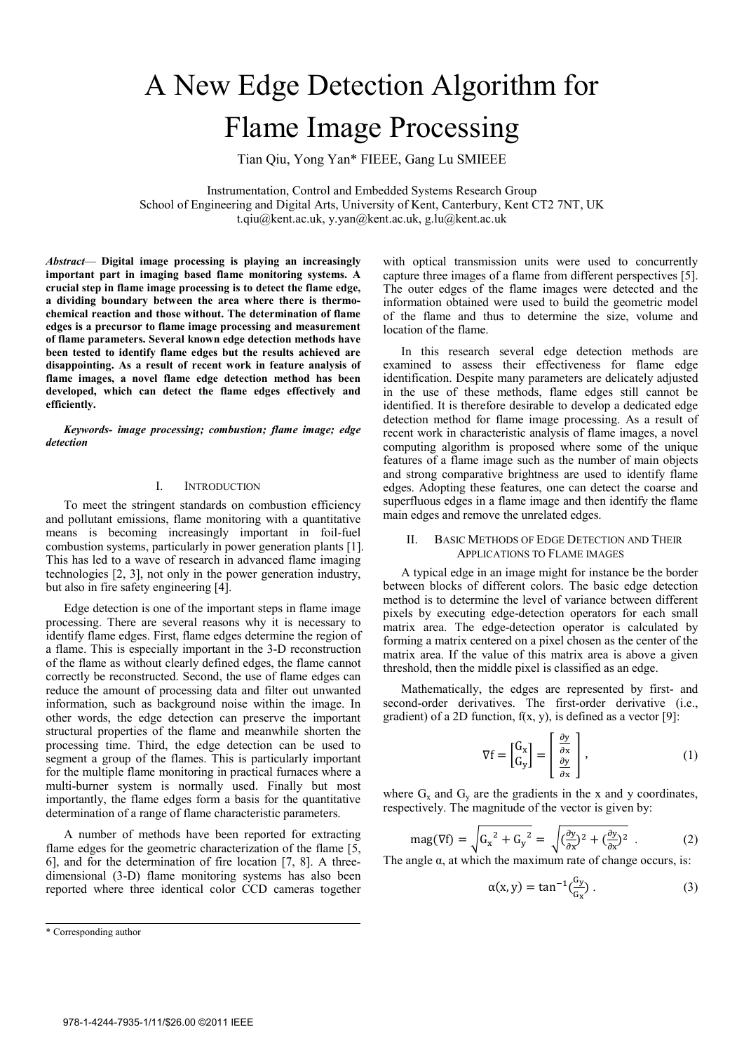# A New Edge Detection Algorithm for Flame Image Processing

Tian Qiu, Yong Yan* FIEEE, Gang Lu SMIEEE

Instrumentation, Control and Embedded Systems Research Group
School of Engineering and Digital Arts, University of Kent, Canterbury, Kent CT2 7NT, UK
t.qiu@kent.ac.uk, y.yan@kent.ac.uk, g.lu@kent.ac.uk

***Abstract*— Digital image processing is playing an increasingly important part in imaging based flame monitoring systems. A crucial step in flame image processing is to detect the flame edge, a dividing boundary between the area where there is thermo-chemical reaction and those without. The determination of flame edges is a precursor to flame image processing and measurement of flame parameters. Several known edge detection methods have been tested to identify flame edges but the results achieved are disappointing. As a result of recent work in feature analysis of flame images, a novel flame edge detection method has been developed, which can detect the flame edges effectively and efficiently.**

***Keywords- image processing; combustion; flame image; edge detection***

## I. Introduction

To meet the stringent standards on combustion efficiency and pollutant emissions, flame monitoring with a quantitative means is becoming increasingly important in foil-fuel combustion systems, particularly in power generation plants [1]. This has led to a wave of research in advanced flame imaging technologies [2, 3], not only in the power generation industry, but also in fire safety engineering [4].

Edge detection is one of the important steps in flame image processing. There are several reasons why it is necessary to identify flame edges. First, flame edges determine the region of a flame. This is especially important in the 3-D reconstruction of the flame as without clearly defined edges, the flame cannot correctly be reconstructed. Second, the use of flame edges can reduce the amount of processing data and filter out unwanted information, such as background noise within the image. In other words, the edge detection can preserve the important structural properties of the flame and meanwhile shorten the processing time. Third, the edge detection can be used to segment a group of the flames. This is particularly important for the multiple flame monitoring in practical furnaces where a multi-burner system is normally used. Finally but most importantly, the flame edges form a basis for the quantitative determination of a range of flame characteristic parameters.

A number of methods have been reported for extracting flame edges for the geometric characterization of the flame [5, 6], and for the determination of fire location [7, 8]. A three-dimensional (3-D) flame monitoring systems has also been reported where three identical color CCD cameras together with optical transmission units were used to concurrently capture three images of a flame from different perspectives [5]. The outer edges of the flame images were detected and the information obtained were used to build the geometric model of the flame and thus to determine the size, volume and location of the flame.

In this research several edge detection methods are examined to assess their effectiveness for flame edge identification. Despite many parameters are delicately adjusted in the use of these methods, flame edges still cannot be identified. It is therefore desirable to develop a dedicated edge detection method for flame image processing. As a result of recent work in characteristic analysis of flame images, a novel computing algorithm is proposed where some of the unique features of a flame image such as the number of main objects and strong comparative brightness are used to identify flame edges. Adopting these features, one can detect the coarse and superfluous edges in a flame image and then identify the flame main edges and remove the unrelated edges.

## II. Basic Methods of Edge Detection and Their Applications to Flame Images

A typical edge in an image might for instance be the border between blocks of different colors. The basic edge detection method is to determine the level of variance between different pixels by executing edge-detection operators for each small matrix area. The edge-detection operator is calculated by forming a matrix centered on a pixel chosen as the center of the matrix area. If the value of this matrix area is above a given threshold, then the middle pixel is classified as an edge.

Mathematically, the edges are represented by first- and second-order derivatives. The first-order derivative (i.e., gradient) of a 2D function, f(x, y), is defined as a vector [9]:

$$\nabla \mathrm{f} = \begin{bmatrix} \mathrm{G_x} \\ \mathrm{G_y} \end{bmatrix} = \begin{bmatrix} \frac{\partial \mathrm{y}}{\partial \mathrm{x}} \\ \frac{\partial \mathrm{y}}{\partial \mathrm{x}} \end{bmatrix}, \tag{1}$$

where $G_x$ and $G_y$ are the gradients in the x and y coordinates, respectively. The magnitude of the vector is given by:

$$\mathrm{mag}(\nabla \mathrm{f}) = \sqrt{\mathrm{G_x}^2 + \mathrm{G_y}^2} = \sqrt{(\frac{\partial \mathrm{y}}{\partial \mathrm{x}})^2 + (\frac{\partial \mathrm{y}}{\partial \mathrm{x}})^2} \ . \tag{2}$$

The angle α, at which the maximum rate of change occurs, is:

$$\alpha(\mathrm{x}, \mathrm{y}) = \tan^{-1}(\frac{\mathrm{G_y}}{\mathrm{G_x}}) \ . \tag{3}$$

\* Corresponding author

978-1-4244-7935-1/11/$26.00 ©2011 IEEE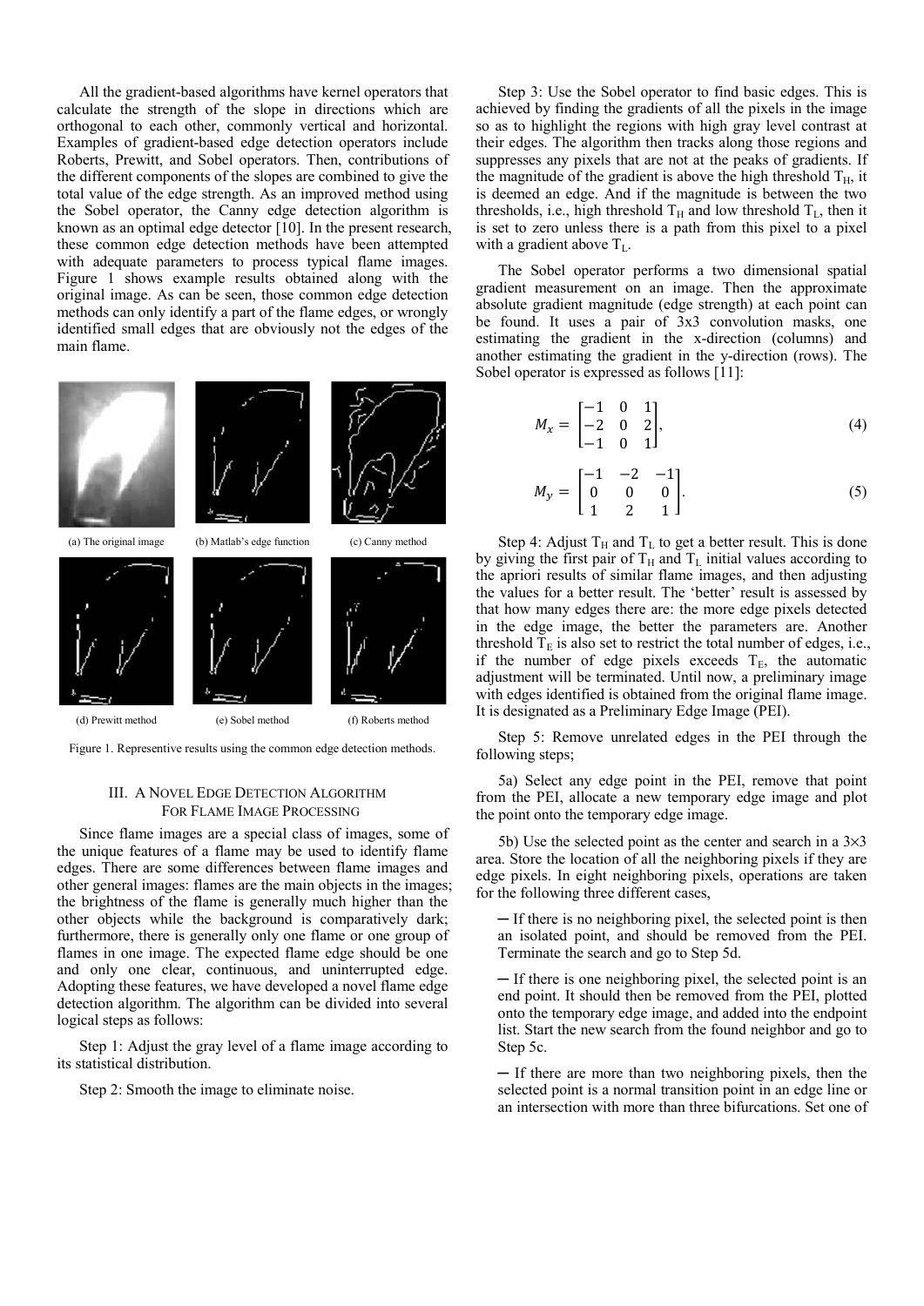All the gradient-based algorithms have kernel operators that calculate the strength of the slope in directions which are orthogonal to each other, commonly vertical and horizontal. Examples of gradient-based edge detection operators include Roberts, Prewitt, and Sobel operators. Then, contributions of the different components of the slopes are combined to give the total value of the edge strength. As an improved method using the Sobel operator, the Canny edge detection algorithm is known as an optimal edge detector [10]. In the present research, these common edge detection methods have been attempted with adequate parameters to process typical flame images. Figure 1 shows example results obtained along with the original image. As can be seen, those common edge detection methods can only identify a part of the flame edges, or wrongly identified small edges that are obviously not the edges of the main flame.

(a) The original image (b) Matlab's edge function (c) Canny method

(d) Prewitt method (e) Sobel method (f) Roberts method

Figure 1. Representive results using the common edge detection methods.

## III. A Novel Edge Detection Algorithm for Flame Image Processing

Since flame images are a special class of images, some of the unique features of a flame may be used to identify flame edges. There are some differences between flame images and other general images: flames are the main objects in the images; the brightness of the flame is generally much higher than the other objects while the background is comparatively dark; furthermore, there is generally only one flame or one group of flames in one image. The expected flame edge should be one and only one clear, continuous, and uninterrupted edge. Adopting these features, we have developed a novel flame edge detection algorithm. The algorithm can be divided into several logical steps as follows:

Step 1: Adjust the gray level of a flame image according to its statistical distribution.

Step 2: Smooth the image to eliminate noise.

Step 3: Use the Sobel operator to find basic edges. This is achieved by finding the gradients of all the pixels in the image so as to highlight the regions with high gray level contrast at their edges. The algorithm then tracks along those regions and suppresses any pixels that are not at the peaks of gradients. If the magnitude of the gradient is above the high threshold $T_H$, it is deemed an edge. And if the magnitude is between the two thresholds, i.e., high threshold $T_H$ and low threshold $T_L$, then it is set to zero unless there is a path from this pixel to a pixel with a gradient above $T_L$.

The Sobel operator performs a two dimensional spatial gradient measurement on an image. Then the approximate absolute gradient magnitude (edge strength) at each point can be found. It uses a pair of 3x3 convolution masks, one estimating the gradient in the x-direction (columns) and another estimating the gradient in the y-direction (rows). The Sobel operator is expressed as follows [11]:

$$M_x = \begin{bmatrix} -1 & 0 & 1 \\ -2 & 0 & 2 \\ -1 & 0 & 1 \end{bmatrix}, \tag{4}$$

$$M_y = \begin{bmatrix} -1 & -2 & -1 \\ 0 & 0 & 0 \\ 1 & 2 & 1 \end{bmatrix}. \tag{5}$$

Step 4: Adjust $T_H$ and $T_L$ to get a better result. This is done by giving the first pair of $T_H$ and $T_L$ initial values according to the apriori results of similar flame images, and then adjusting the values for a better result. The 'better' result is assessed by that how many edges there are: the more edge pixels detected in the edge image, the better the parameters are. Another threshold $T_E$ is also set to restrict the total number of edges, i.e., if the number of edge pixels exceeds $T_E$, the automatic adjustment will be terminated. Until now, a preliminary image with edges identified is obtained from the original flame image. It is designated as a Preliminary Edge Image (PEI).

Step 5: Remove unrelated edges in the PEI through the following steps;

5a) Select any edge point in the PEI, remove that point from the PEI, allocate a new temporary edge image and plot the point onto the temporary edge image.

5b) Use the selected point as the center and search in a 3×3 area. Store the location of all the neighboring pixels if they are edge pixels. In eight neighboring pixels, operations are taken for the following three different cases,

─ If there is no neighboring pixel, the selected point is then an isolated point, and should be removed from the PEI. Terminate the search and go to Step 5d.

─ If there is one neighboring pixel, the selected point is an end point. It should then be removed from the PEI, plotted onto the temporary edge image, and added into the endpoint list. Start the new search from the found neighbor and go to Step 5c.

─ If there are more than two neighboring pixels, then the selected point is a normal transition point in an edge line or an intersection with more than three bifurcations. Set one of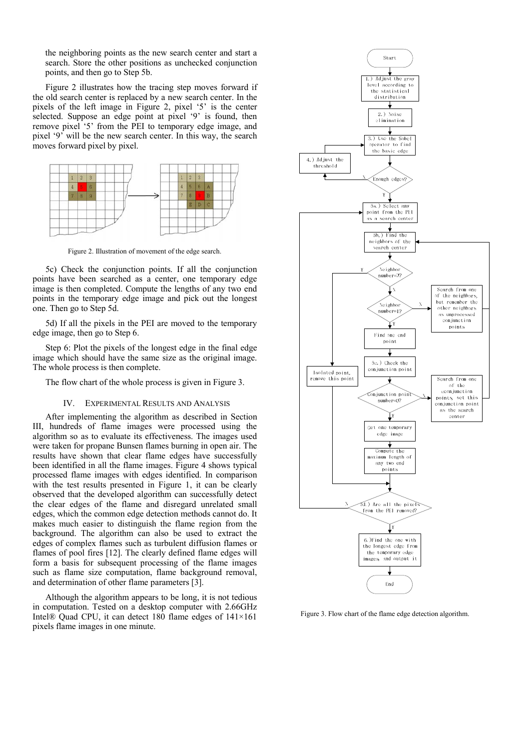the neighboring points as the new search center and start a search. Store the other positions as unchecked conjunction points, and then go to Step 5b.

Figure 2 illustrates how the tracing step moves forward if the old search center is replaced by a new search center. In the pixels of the left image in Figure 2, pixel '5' is the center selected. Suppose an edge point at pixel '9' is found, then remove pixel '5' from the PEI to temporary edge image, and pixel '9' will be the new search center. In this way, the search moves forward pixel by pixel.

Figure 2. Illustration of movement of the edge search.

5c) Check the conjunction points. If all the conjunction points have been searched as a center, one temporary edge image is then completed. Compute the lengths of any two end points in the temporary edge image and pick out the longest one. Then go to Step 5d.

5d) If all the pixels in the PEI are moved to the temporary edge image, then go to Step 6.

Step 6: Plot the pixels of the longest edge in the final edge image which should have the same size as the original image. The whole process is then complete.

The flow chart of the whole process is given in Figure 3.

## IV. Experimental Results and Analysis

After implementing the algorithm as described in Section III, hundreds of flame images were processed using the algorithm so as to evaluate its effectiveness. The images used were taken for propane Bunsen flames burning in open air. The results have shown that clear flame edges have successfully been identified in all the flame images. Figure 4 shows typical processed flame images with edges identified. In comparison with the test results presented in Figure 1, it can be clearly observed that the developed algorithm can successfully detect the clear edges of the flame and disregard unrelated small edges, which the common edge detection methods cannot do. It makes much easier to distinguish the flame region from the background. The algorithm can also be used to extract the edges of complex flames such as turbulent diffusion flames or flames of pool fires [12]. The clearly defined flame edges will form a basis for subsequent processing of the flame images such as flame size computation, flame background removal, and determination of other flame parameters [3].

Although the algorithm appears to be long, it is not tedious in computation. Tested on a desktop computer with 2.66GHz Intel® Quad CPU, it can detect 180 flame edges of 141×161 pixels flame images in one minute.

Figure 3. Flow chart of the flame edge detection algorithm.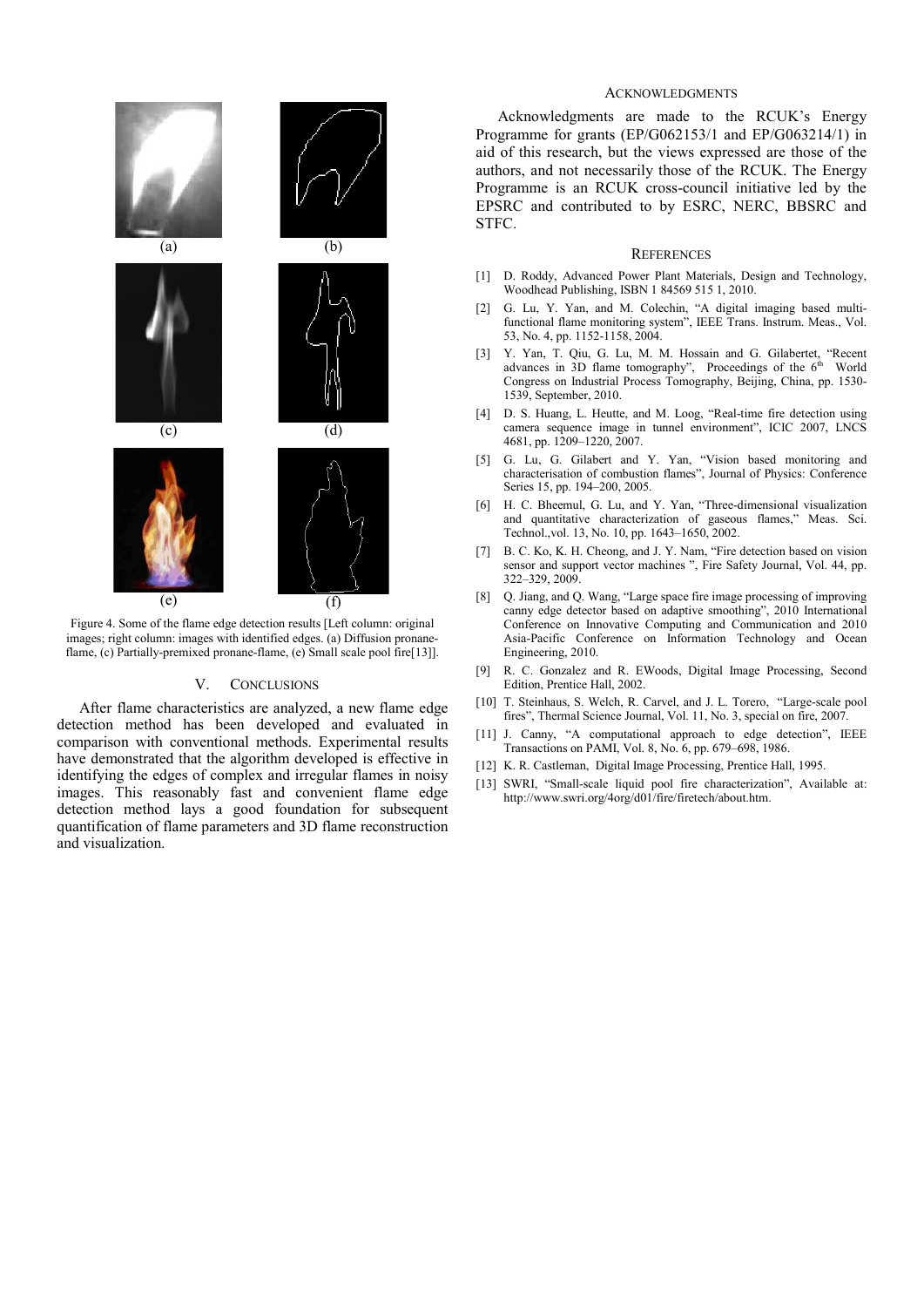(a) (b)

(c) (d)

(e) (f)

Figure 4. Some of the flame edge detection results [Left column: original images; right column: images with identified edges. (a) Diffusion pronane-flame, (c) Partially-premixed pronane-flame, (e) Small scale pool fire[13]].

## V. CONCLUSIONS

After flame characteristics are analyzed, a new flame edge detection method has been developed and evaluated in comparison with conventional methods. Experimental results have demonstrated that the algorithm developed is effective in identifying the edges of complex and irregular flames in noisy images. This reasonably fast and convenient flame edge detection method lays a good foundation for subsequent quantification of flame parameters and 3D flame reconstruction and visualization.

## ACKNOWLEDGMENTS

Acknowledgments are made to the RCUK's Energy Programme for grants (EP/G062153/1 and EP/G063214/1) in aid of this research, but the views expressed are those of the authors, and not necessarily those of the RCUK. The Energy Programme is an RCUK cross-council initiative led by the EPSRC and contributed to by ESRC, NERC, BBSRC and STFC.

## REFERENCES

[1] D. Roddy, Advanced Power Plant Materials, Design and Technology, Woodhead Publishing, ISBN 1 84569 515 1, 2010.

[2] G. Lu, Y. Yan, and M. Colechin, "A digital imaging based multi-functional flame monitoring system", IEEE Trans. Instrum. Meas., Vol. 53, No. 4, pp. 1152-1158, 2004.

[3] Y. Yan, T. Qiu, G. Lu, M. M. Hossain and G. Gilabertet, "Recent advances in 3D flame tomography", Proceedings of the 6th World Congress on Industrial Process Tomography, Beijing, China, pp. 1530-1539, September, 2010.

[4] D. S. Huang, L. Heutte, and M. Loog, "Real-time fire detection using camera sequence image in tunnel environment", ICIC 2007, LNCS 4681, pp. 1209–1220, 2007.

[5] G. Lu, G. Gilabert and Y. Yan, "Vision based monitoring and characterisation of combustion flames", Journal of Physics: Conference Series 15, pp. 194–200, 2005.

[6] H. C. Bheemul, G. Lu, and Y. Yan, "Three-dimensional visualization and quantitative characterization of gaseous flames," Meas. Sci. Technol.,vol. 13, No. 10, pp. 1643–1650, 2002.

[7] B. C. Ko, K. H. Cheong, and J. Y. Nam, "Fire detection based on vision sensor and support vector machines ", Fire Safety Journal, Vol. 44, pp. 322–329, 2009.

[8] Q. Jiang, and Q. Wang, "Large space fire image processing of improving canny edge detector based on adaptive smoothing", 2010 International Conference on Innovative Computing and Communication and 2010 Asia-Pacific Conference on Information Technology and Ocean Engineering, 2010.

[9] R. C. Gonzalez and R. EWoods, Digital Image Processing, Second Edition, Prentice Hall, 2002.

[10] T. Steinhaus, S. Welch, R. Carvel, and J. L. Torero, "Large-scale pool fires", Thermal Science Journal, Vol. 11, No. 3, special on fire, 2007.

[11] J. Canny, "A computational approach to edge detection", IEEE Transactions on PAMI, Vol. 8, No. 6, pp. 679–698, 1986.

[12] K. R. Castleman, Digital Image Processing, Prentice Hall, 1995.

[13] SWRI, "Small-scale liquid pool fire characterization", Available at: http://www.swri.org/4org/d01/fire/firetech/about.htm.